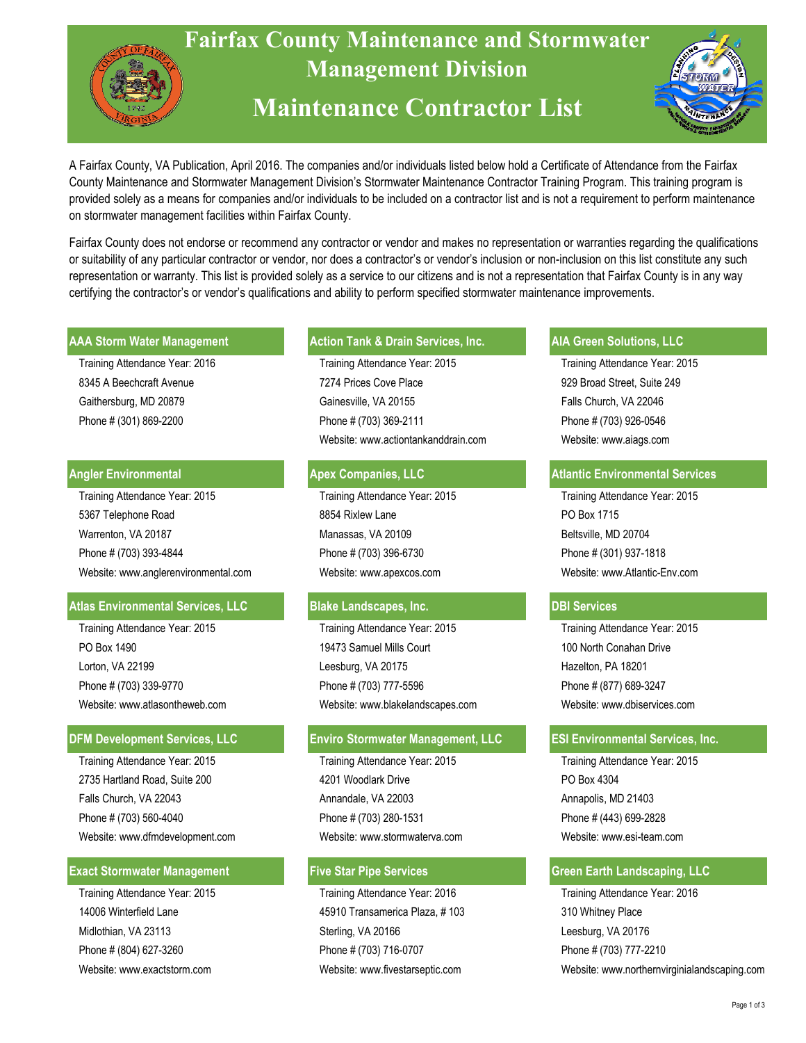# Fairfax County Maintenance and Stormwater Management Division

# Maintenance Contractor List

A Fairfax County, VA Publication, April 2016. The companies and/or individuals listed below hold a Certificate of Attendance from the Fairfax County Maintenance and Stormwater Management Division's Stormwater Maintenance Contractor Training Program. This training program is provided solely as a means for companies and/or individuals to be included on a contractor list and is not a requirement to perform maintenance on stormwater management facilities within Fairfax County.

Fairfax County does not endorse or recommend any contractor or vendor and makes no representation or warranties regarding the qualifications or suitability of any particular contractor or vendor, nor does a contractor's or vendor's inclusion or non-inclusion on this list constitute any such representation or warranty. This list is provided solely as a service to our citizens and is not a representation that Fairfax County is in any way certifying the contractor's or vendor's qualifications and ability to perform specified stormwater maintenance improvements.

### AAA Storm Water Management

Training Attendance Year: 2016
8345 A Beechcraft Avenue
Gaithersburg, MD 20879
Phone # (301) 869-2200

### Action Tank & Drain Services, Inc.

Training Attendance Year: 2015
7274 Prices Cove Place
Gainesville, VA 20155
Phone # (703) 369-2111
Website: www.actiontankanddrain.com

### AIA Green Solutions, LLC

Training Attendance Year: 2015
929 Broad Street, Suite 249
Falls Church, VA 22046
Phone # (703) 926-0546
Website: www.aiags.com

### Angler Environmental

Training Attendance Year: 2015
5367 Telephone Road
Warrenton, VA 20187
Phone # (703) 393-4844
Website: www.anglerenvironmental.com

### Apex Companies, LLC

Training Attendance Year: 2015
8854 Rixlew Lane
Manassas, VA 20109
Phone # (703) 396-6730
Website: www.apexcos.com

### Atlantic Environmental Services

Training Attendance Year: 2015
PO Box 1715
Beltsville, MD 20704
Phone # (301) 937-1818
Website: www.Atlantic-Env.com

### Atlas Environmental Services, LLC

Training Attendance Year: 2015
PO Box 1490
Lorton, VA 22199
Phone # (703) 339-9770
Website: www.atlasontheweb.com

### Blake Landscapes, Inc.

Training Attendance Year: 2015
19473 Samuel Mills Court
Leesburg, VA 20175
Phone # (703) 777-5596
Website: www.blakelandscapes.com

### DBI Services

Training Attendance Year: 2015
100 North Conahan Drive
Hazelton, PA 18201
Phone # (877) 689-3247
Website: www.dbiservices.com

### DFM Development Services, LLC

Training Attendance Year: 2015
2735 Hartland Road, Suite 200
Falls Church, VA 22043
Phone # (703) 560-4040
Website: www.dfmdevelopment.com

### Enviro Stormwater Management, LLC

Training Attendance Year: 2015
4201 Woodlark Drive
Annandale, VA 22003
Phone # (703) 280-1531
Website: www.stormwaterva.com

### ESI Environmental Services, Inc.

Training Attendance Year: 2015
PO Box 4304
Annapolis, MD 21403
Phone # (443) 699-2828
Website: www.esi-team.com

### Exact Stormwater Management

Training Attendance Year: 2015
14006 Winterfield Lane
Midlothian, VA 23113
Phone # (804) 627-3260
Website: www.exactstorm.com

### Five Star Pipe Services

Training Attendance Year: 2016
45910 Transamerica Plaza, # 103
Sterling, VA 20166
Phone # (703) 716-0707
Website: www.fivestarseptic.com

### Green Earth Landscaping, LLC

Training Attendance Year: 2016
310 Whitney Place
Leesburg, VA 20176
Phone # (703) 777-2210
Website: www.northernvirginialandscaping.com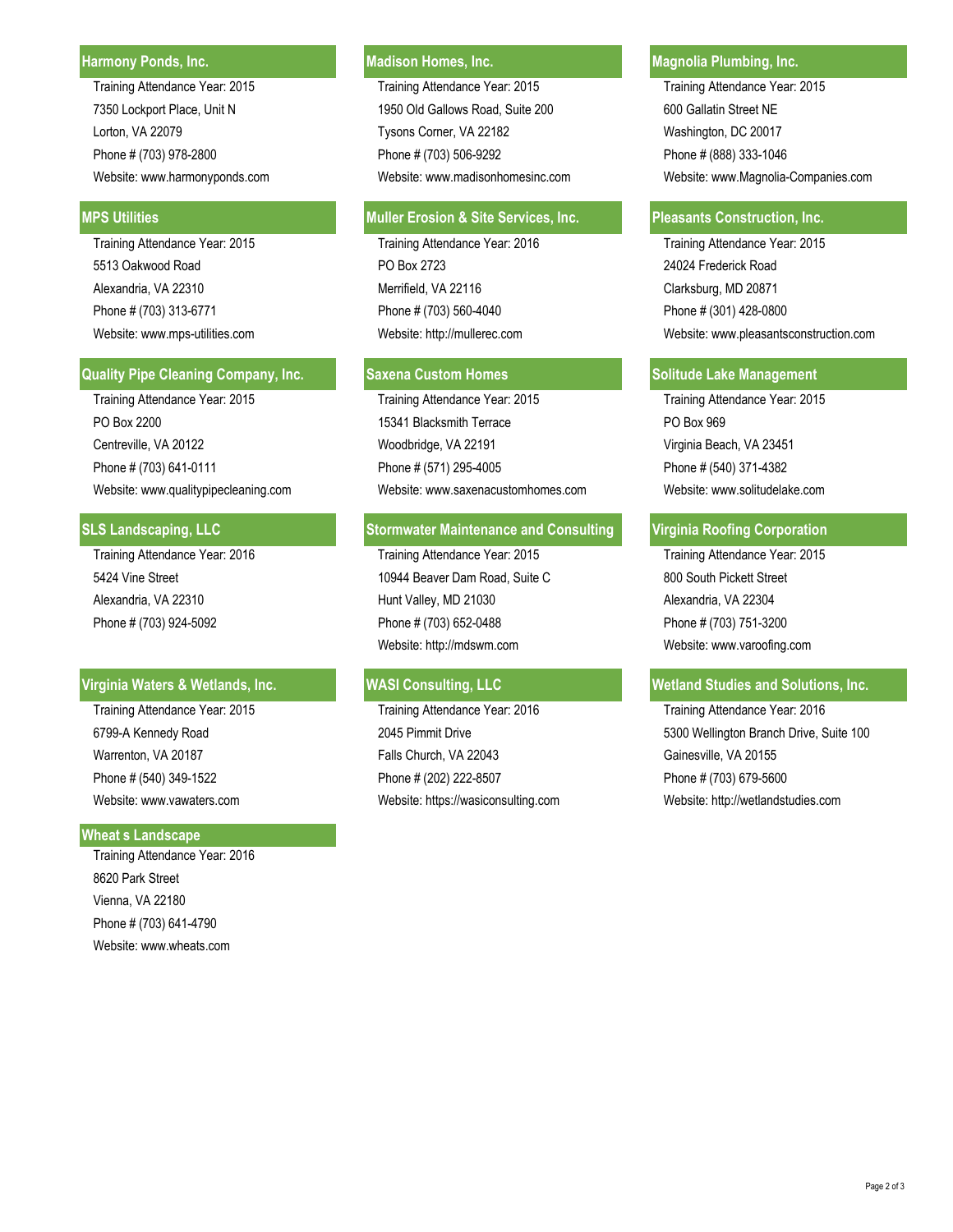### Harmony Ponds, Inc.

Training Attendance Year: 2015
7350 Lockport Place, Unit N
Lorton, VA 22079
Phone # (703) 978-2800
Website: www.harmonyponds.com

### Madison Homes, Inc.

Training Attendance Year: 2015
1950 Old Gallows Road, Suite 200
Tysons Corner, VA 22182
Phone # (703) 506-9292
Website: www.madisonhomesinc.com

### Magnolia Plumbing, Inc.

Training Attendance Year: 2015
600 Gallatin Street NE
Washington, DC 20017
Phone # (888) 333-1046
Website: www.Magnolia-Companies.com

### MPS Utilities

Training Attendance Year: 2015
5513 Oakwood Road
Alexandria, VA 22310
Phone # (703) 313-6771
Website: www.mps-utilities.com

### Muller Erosion & Site Services, Inc.

Training Attendance Year: 2016
PO Box 2723
Merrifield, VA 22116
Phone # (703) 560-4040
Website: http://mullerec.com

### Pleasants Construction, Inc.

Training Attendance Year: 2015
24024 Frederick Road
Clarksburg, MD 20871
Phone # (301) 428-0800
Website: www.pleasantsconstruction.com

### Quality Pipe Cleaning Company, Inc.

Training Attendance Year: 2015
PO Box 2200
Centreville, VA 20122
Phone # (703) 641-0111
Website: www.qualitypipecleaning.com

### Saxena Custom Homes

Training Attendance Year: 2015
15341 Blacksmith Terrace
Woodbridge, VA 22191
Phone # (571) 295-4005
Website: www.saxenacustomhomes.com

### Solitude Lake Management

Training Attendance Year: 2015
PO Box 969
Virginia Beach, VA 23451
Phone # (540) 371-4382
Website: www.solitudelake.com

### SLS Landscaping, LLC

Training Attendance Year: 2016
5424 Vine Street
Alexandria, VA 22310
Phone # (703) 924-5092

### Stormwater Maintenance and Consulting

Training Attendance Year: 2015
10944 Beaver Dam Road, Suite C
Hunt Valley, MD 21030
Phone # (703) 652-0488
Website: http://mdswm.com

### Virginia Roofing Corporation

Training Attendance Year: 2015
800 South Pickett Street
Alexandria, VA 22304
Phone # (703) 751-3200
Website: www.varoofing.com

### Virginia Waters & Wetlands, Inc.

Training Attendance Year: 2015
6799-A Kennedy Road
Warrenton, VA 20187
Phone # (540) 349-1522
Website: www.vawaters.com

### WASI Consulting, LLC

Training Attendance Year: 2016
2045 Pimmit Drive
Falls Church, VA 22043
Phone # (202) 222-8507
Website: https://wasiconsulting.com

### Wetland Studies and Solutions, Inc.

Training Attendance Year: 2016
5300 Wellington Branch Drive, Suite 100
Gainesville, VA 20155
Phone # (703) 679-5600
Website: http://wetlandstudies.com

### Wheat s Landscape

Training Attendance Year: 2016
8620 Park Street
Vienna, VA 22180
Phone # (703) 641-4790
Website: www.wheats.com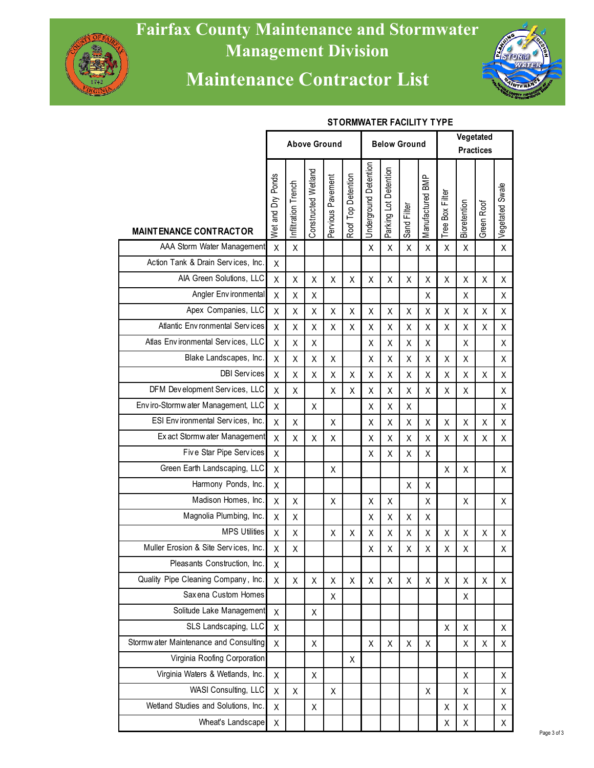# Fairfax County Maintenance and Stormwater Management Division

# Maintenance Contractor List

**STORMWATER FACILITY TYPE**

| | Above Ground | | | | | Below Ground | | | | Vegetated Practices | | | |
|---|---|---|---|---|---|---|---|---|---|---|---|---|---|
| **MAINTENANCE CONTRACTOR** | Wet and Dry Ponds | Infiltration Trench | Constructed Wetland | Pervious Pavement | Roof Top Detention | Underground Detention | Parking Lot Detention | Sand Filter | Manufactured BMP | Tree Box Filter | Bioretention | Green Roof | Vegetated Swale |
| AAA Storm Water Management | X | X | | | | X | X | X | X | X | X | | X |
| Action Tank & Drain Services, Inc. | X | | | | | | | | | | | | |
| AIA Green Solutions, LLC | X | X | X | X | X | X | X | X | X | X | X | X | X |
| Angler Environmental | X | X | X | | | | | | X | | X | | X |
| Apex Companies, LLC | X | X | X | X | X | X | X | X | X | X | X | X | X |
| Atlantic Envronmental Services | X | X | X | X | X | X | X | X | X | X | X | X | X |
| Atlas Environmental Services, LLC | X | X | X | | | X | X | X | X | | X | | X |
| Blake Landscapes, Inc. | X | X | X | X | | X | X | X | X | X | X | | X |
| DBI Services | X | X | X | X | X | X | X | X | X | X | X | X | X |
| DFM Development Services, LLC | X | X | | X | X | X | X | X | X | X | X | | X |
| Enviro-Stormwater Management, LLC | X | | X | | | X | X | X | | | | | X |
| ESI Environmental Services, Inc. | X | X | | X | | X | X | X | X | X | X | X | X |
| Exact Stormwater Management | X | X | X | X | | X | X | X | X | X | X | X | X |
| Five Star Pipe Services | X | | | | | X | X | X | X | | | | |
| Green Earth Landscaping, LLC | X | | | X | | | | | | X | X | | X |
| Harmony Ponds, Inc. | X | | | | | | | X | X | | | | |
| Madison Homes, Inc. | X | X | | X | | X | X | | X | | X | | X |
| Magnolia Plumbing, Inc. | X | X | | | | X | X | X | X | | | | |
| MPS Utilities | X | X | | X | X | X | X | X | X | X | X | X | X |
| Muller Erosion & Site Services, Inc. | X | X | | | | X | X | X | X | X | X | | X |
| Pleasants Construction, Inc. | X | | | | | | | | | | | | |
| Quality Pipe Cleaning Company, Inc. | X | X | X | X | X | X | X | X | X | X | X | X | X |
| Saxena Custom Homes | | | | X | | | | | | | X | | |
| Solitude Lake Management | X | | X | | | | | | | | | | |
| SLS Landscaping, LLC | X | | | | | | | | | X | X | | X |
| Stormwater Maintenance and Consulting | X | | X | | | X | X | X | X | | X | X | X |
| Virginia Roofing Corporation | | | | | X | | | | | | | | |
| Virginia Waters & Wetlands, Inc. | X | | X | | | | | | | | X | | X |
| WASI Consulting, LLC | X | X | | X | | | | | X | | X | | X |
| Wetland Studies and Solutions, Inc. | X | | X | | | | | | | X | X | | X |
| Wheat's Landscape | X | | | | | | | | | X | X | | X |